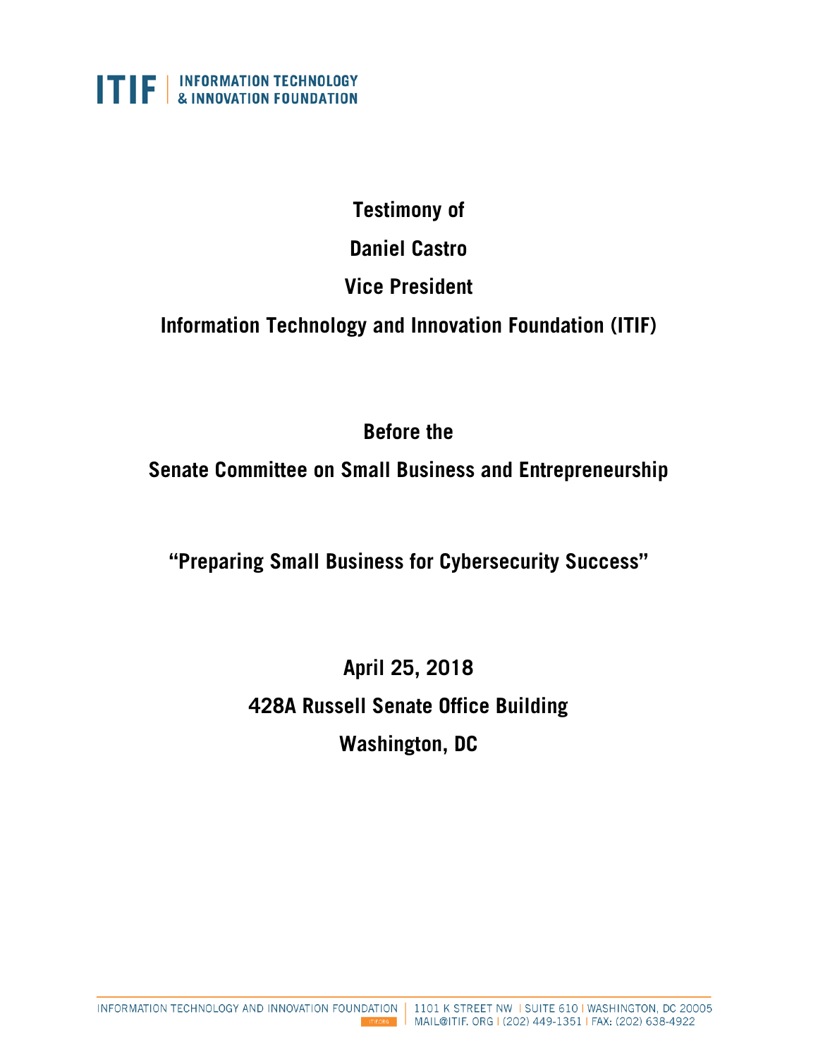**ITIF | INFORMATION TECHNOLOGY & INNOVATION FOUNDATION**

# Testimony of

# Daniel Castro

# Vice President

# Information Technology and Innovation Foundation (ITIF)

## Before the

## Senate Committee on Small Business and Entrepreneurship

## "Preparing Small Business for Cybersecurity Success"

**April 25, 2018**

**428A Russell Senate Office Building**

**Washington, DC**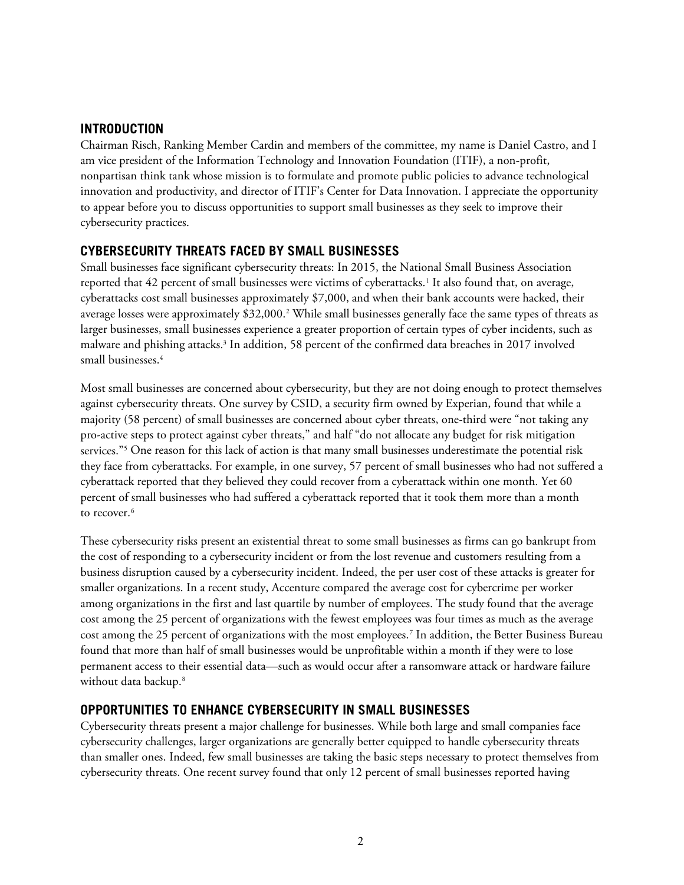## INTRODUCTION

Chairman Risch, Ranking Member Cardin and members of the committee, my name is Daniel Castro, and I am vice president of the Information Technology and Innovation Foundation (ITIF), a non-profit, nonpartisan think tank whose mission is to formulate and promote public policies to advance technological innovation and productivity, and director of ITIF's Center for Data Innovation. I appreciate the opportunity to appear before you to discuss opportunities to support small businesses as they seek to improve their cybersecurity practices.

## CYBERSECURITY THREATS FACED BY SMALL BUSINESSES

Small businesses face significant cybersecurity threats: In 2015, the National Small Business Association reported that 42 percent of small businesses were victims of cyberattacks.[1] It also found that, on average, cyberattacks cost small businesses approximately $7,000, and when their bank accounts were hacked, their average losses were approximately $32,000.[2] While small businesses generally face the same types of threats as larger businesses, small businesses experience a greater proportion of certain types of cyber incidents, such as malware and phishing attacks.[3] In addition, 58 percent of the confirmed data breaches in 2017 involved small businesses.[4]

Most small businesses are concerned about cybersecurity, but they are not doing enough to protect themselves against cybersecurity threats. One survey by CSID, a security firm owned by Experian, found that while a majority (58 percent) of small businesses are concerned about cyber threats, one-third were "not taking any pro-active steps to protect against cyber threats," and half "do not allocate any budget for risk mitigation services."[5] One reason for this lack of action is that many small businesses underestimate the potential risk they face from cyberattacks. For example, in one survey, 57 percent of small businesses who had not suffered a cyberattack reported that they believed they could recover from a cyberattack within one month. Yet 60 percent of small businesses who had suffered a cyberattack reported that it took them more than a month to recover.[6]

These cybersecurity risks present an existential threat to some small businesses as firms can go bankrupt from the cost of responding to a cybersecurity incident or from the lost revenue and customers resulting from a business disruption caused by a cybersecurity incident. Indeed, the per user cost of these attacks is greater for smaller organizations. In a recent study, Accenture compared the average cost for cybercrime per worker among organizations in the first and last quartile by number of employees. The study found that the average cost among the 25 percent of organizations with the fewest employees was four times as much as the average cost among the 25 percent of organizations with the most employees.[7] In addition, the Better Business Bureau found that more than half of small businesses would be unprofitable within a month if they were to lose permanent access to their essential data—such as would occur after a ransomware attack or hardware failure without data backup.[8]

## OPPORTUNITIES TO ENHANCE CYBERSECURITY IN SMALL BUSINESSES

Cybersecurity threats present a major challenge for businesses. While both large and small companies face cybersecurity challenges, larger organizations are generally better equipped to handle cybersecurity threats than smaller ones. Indeed, few small businesses are taking the basic steps necessary to protect themselves from cybersecurity threats. One recent survey found that only 12 percent of small businesses reported having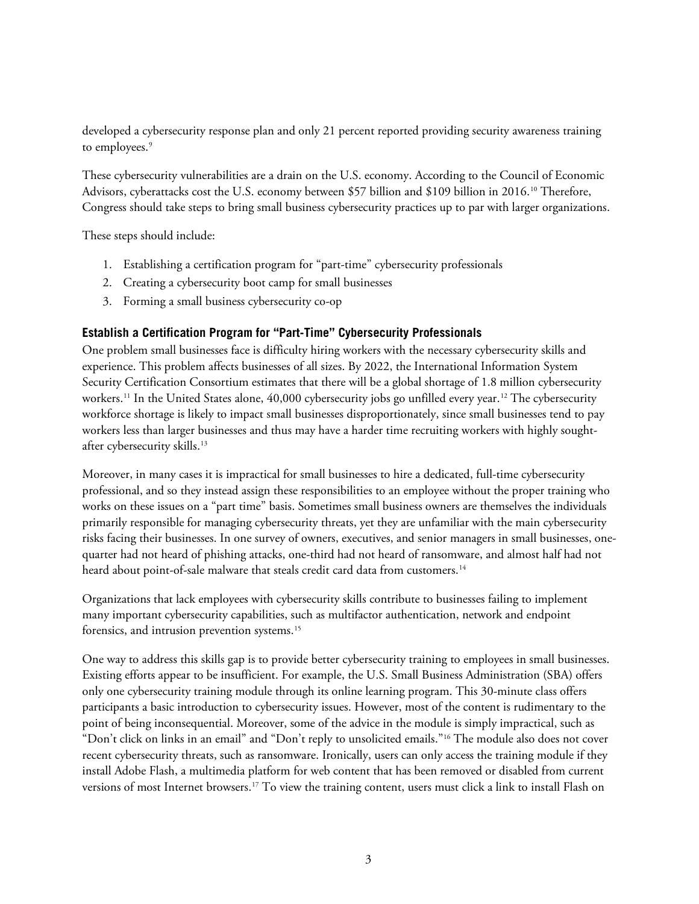developed a cybersecurity response plan and only 21 percent reported providing security awareness training to employees.[9]

These cybersecurity vulnerabilities are a drain on the U.S. economy. According to the Council of Economic Advisors, cyberattacks cost the U.S. economy between $57 billion and $109 billion in 2016.[10] Therefore, Congress should take steps to bring small business cybersecurity practices up to par with larger organizations.

These steps should include:

1. Establishing a certification program for "part-time" cybersecurity professionals
2. Creating a cybersecurity boot camp for small businesses
3. Forming a small business cybersecurity co-op

### Establish a Certification Program for "Part-Time" Cybersecurity Professionals

One problem small businesses face is difficulty hiring workers with the necessary cybersecurity skills and experience. This problem affects businesses of all sizes. By 2022, the International Information System Security Certification Consortium estimates that there will be a global shortage of 1.8 million cybersecurity workers.[11] In the United States alone, 40,000 cybersecurity jobs go unfilled every year.[12] The cybersecurity workforce shortage is likely to impact small businesses disproportionately, since small businesses tend to pay workers less than larger businesses and thus may have a harder time recruiting workers with highly sought-after cybersecurity skills.[13]

Moreover, in many cases it is impractical for small businesses to hire a dedicated, full-time cybersecurity professional, and so they instead assign these responsibilities to an employee without the proper training who works on these issues on a "part time" basis. Sometimes small business owners are themselves the individuals primarily responsible for managing cybersecurity threats, yet they are unfamiliar with the main cybersecurity risks facing their businesses. In one survey of owners, executives, and senior managers in small businesses, one-quarter had not heard of phishing attacks, one-third had not heard of ransomware, and almost half had not heard about point-of-sale malware that steals credit card data from customers.[14]

Organizations that lack employees with cybersecurity skills contribute to businesses failing to implement many important cybersecurity capabilities, such as multifactor authentication, network and endpoint forensics, and intrusion prevention systems.[15]

One way to address this skills gap is to provide better cybersecurity training to employees in small businesses. Existing efforts appear to be insufficient. For example, the U.S. Small Business Administration (SBA) offers only one cybersecurity training module through its online learning program. This 30-minute class offers participants a basic introduction to cybersecurity issues. However, most of the content is rudimentary to the point of being inconsequential. Moreover, some of the advice in the module is simply impractical, such as "Don't click on links in an email" and "Don't reply to unsolicited emails."[16] The module also does not cover recent cybersecurity threats, such as ransomware. Ironically, users can only access the training module if they install Adobe Flash, a multimedia platform for web content that has been removed or disabled from current versions of most Internet browsers.[17] To view the training content, users must click a link to install Flash on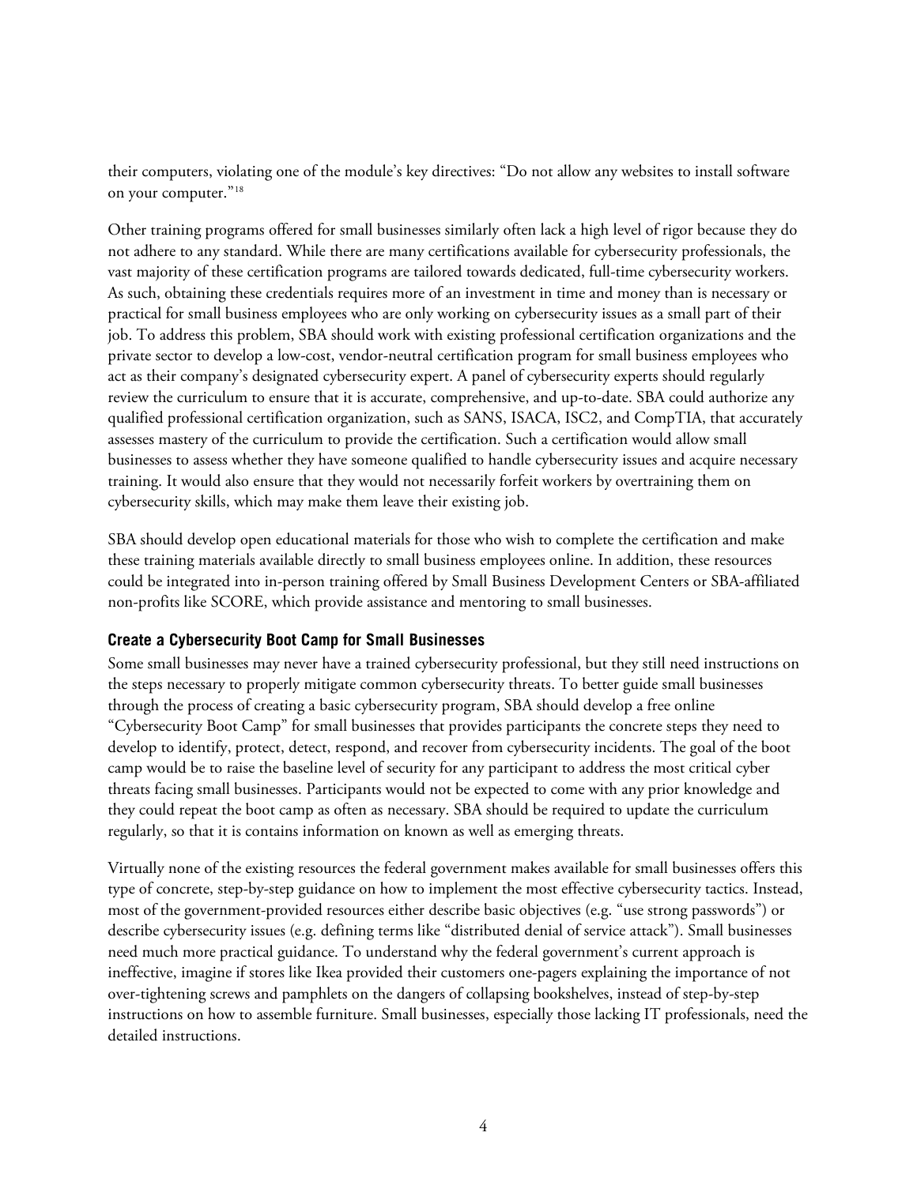their computers, violating one of the module's key directives: "Do not allow any websites to install software on your computer."[18]

Other training programs offered for small businesses similarly often lack a high level of rigor because they do not adhere to any standard. While there are many certifications available for cybersecurity professionals, the vast majority of these certification programs are tailored towards dedicated, full-time cybersecurity workers. As such, obtaining these credentials requires more of an investment in time and money than is necessary or practical for small business employees who are only working on cybersecurity issues as a small part of their job. To address this problem, SBA should work with existing professional certification organizations and the private sector to develop a low-cost, vendor-neutral certification program for small business employees who act as their company's designated cybersecurity expert. A panel of cybersecurity experts should regularly review the curriculum to ensure that it is accurate, comprehensive, and up-to-date. SBA could authorize any qualified professional certification organization, such as SANS, ISACA, ISC2, and CompTIA, that accurately assesses mastery of the curriculum to provide the certification. Such a certification would allow small businesses to assess whether they have someone qualified to handle cybersecurity issues and acquire necessary training. It would also ensure that they would not necessarily forfeit workers by overtraining them on cybersecurity skills, which may make them leave their existing job.

SBA should develop open educational materials for those who wish to complete the certification and make these training materials available directly to small business employees online. In addition, these resources could be integrated into in-person training offered by Small Business Development Centers or SBA-affiliated non-profits like SCORE, which provide assistance and mentoring to small businesses.

### Create a Cybersecurity Boot Camp for Small Businesses

Some small businesses may never have a trained cybersecurity professional, but they still need instructions on the steps necessary to properly mitigate common cybersecurity threats. To better guide small businesses through the process of creating a basic cybersecurity program, SBA should develop a free online "Cybersecurity Boot Camp" for small businesses that provides participants the concrete steps they need to develop to identify, protect, detect, respond, and recover from cybersecurity incidents. The goal of the boot camp would be to raise the baseline level of security for any participant to address the most critical cyber threats facing small businesses. Participants would not be expected to come with any prior knowledge and they could repeat the boot camp as often as necessary. SBA should be required to update the curriculum regularly, so that it is contains information on known as well as emerging threats.

Virtually none of the existing resources the federal government makes available for small businesses offers this type of concrete, step-by-step guidance on how to implement the most effective cybersecurity tactics. Instead, most of the government-provided resources either describe basic objectives (e.g. "use strong passwords") or describe cybersecurity issues (e.g. defining terms like "distributed denial of service attack"). Small businesses need much more practical guidance. To understand why the federal government's current approach is ineffective, imagine if stores like Ikea provided their customers one-pagers explaining the importance of not over-tightening screws and pamphlets on the dangers of collapsing bookshelves, instead of step-by-step instructions on how to assemble furniture. Small businesses, especially those lacking IT professionals, need the detailed instructions.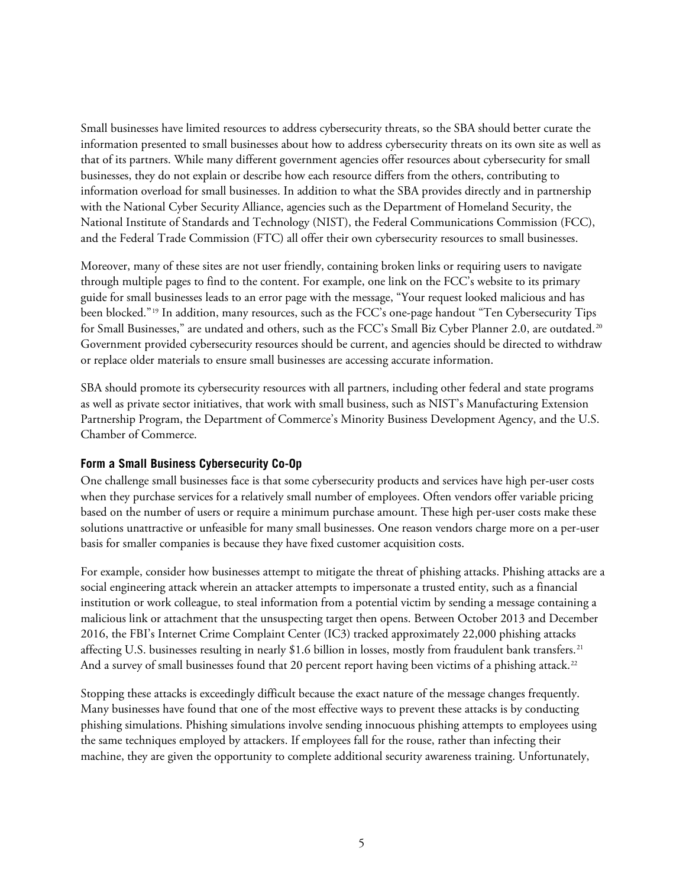Small businesses have limited resources to address cybersecurity threats, so the SBA should better curate the information presented to small businesses about how to address cybersecurity threats on its own site as well as that of its partners. While many different government agencies offer resources about cybersecurity for small businesses, they do not explain or describe how each resource differs from the others, contributing to information overload for small businesses. In addition to what the SBA provides directly and in partnership with the National Cyber Security Alliance, agencies such as the Department of Homeland Security, the National Institute of Standards and Technology (NIST), the Federal Communications Commission (FCC), and the Federal Trade Commission (FTC) all offer their own cybersecurity resources to small businesses.

Moreover, many of these sites are not user friendly, containing broken links or requiring users to navigate through multiple pages to find to the content. For example, one link on the FCC's website to its primary guide for small businesses leads to an error page with the message, "Your request looked malicious and has been blocked."[19] In addition, many resources, such as the FCC's one-page handout "Ten Cybersecurity Tips for Small Businesses," are undated and others, such as the FCC's Small Biz Cyber Planner 2.0, are outdated.[20] Government provided cybersecurity resources should be current, and agencies should be directed to withdraw or replace older materials to ensure small businesses are accessing accurate information.

SBA should promote its cybersecurity resources with all partners, including other federal and state programs as well as private sector initiatives, that work with small business, such as NIST's Manufacturing Extension Partnership Program, the Department of Commerce's Minority Business Development Agency, and the U.S. Chamber of Commerce.

### Form a Small Business Cybersecurity Co-Op

One challenge small businesses face is that some cybersecurity products and services have high per-user costs when they purchase services for a relatively small number of employees. Often vendors offer variable pricing based on the number of users or require a minimum purchase amount. These high per-user costs make these solutions unattractive or unfeasible for many small businesses. One reason vendors charge more on a per-user basis for smaller companies is because they have fixed customer acquisition costs.

For example, consider how businesses attempt to mitigate the threat of phishing attacks. Phishing attacks are a social engineering attack wherein an attacker attempts to impersonate a trusted entity, such as a financial institution or work colleague, to steal information from a potential victim by sending a message containing a malicious link or attachment that the unsuspecting target then opens. Between October 2013 and December 2016, the FBI's Internet Crime Complaint Center (IC3) tracked approximately 22,000 phishing attacks affecting U.S. businesses resulting in nearly $1.6 billion in losses, mostly from fraudulent bank transfers.[21] And a survey of small businesses found that 20 percent report having been victims of a phishing attack.[22]

Stopping these attacks is exceedingly difficult because the exact nature of the message changes frequently. Many businesses have found that one of the most effective ways to prevent these attacks is by conducting phishing simulations. Phishing simulations involve sending innocuous phishing attempts to employees using the same techniques employed by attackers. If employees fall for the rouse, rather than infecting their machine, they are given the opportunity to complete additional security awareness training. Unfortunately,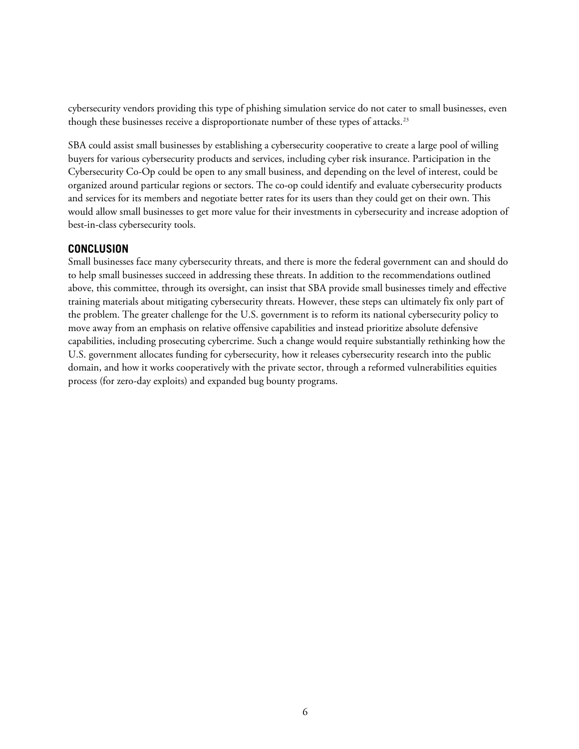cybersecurity vendors providing this type of phishing simulation service do not cater to small businesses, even though these businesses receive a disproportionate number of these types of attacks.[23]

SBA could assist small businesses by establishing a cybersecurity cooperative to create a large pool of willing buyers for various cybersecurity products and services, including cyber risk insurance. Participation in the Cybersecurity Co-Op could be open to any small business, and depending on the level of interest, could be organized around particular regions or sectors. The co-op could identify and evaluate cybersecurity products and services for its members and negotiate better rates for its users than they could get on their own. This would allow small businesses to get more value for their investments in cybersecurity and increase adoption of best-in-class cybersecurity tools.

## CONCLUSION

Small businesses face many cybersecurity threats, and there is more the federal government can and should do to help small businesses succeed in addressing these threats. In addition to the recommendations outlined above, this committee, through its oversight, can insist that SBA provide small businesses timely and effective training materials about mitigating cybersecurity threats. However, these steps can ultimately fix only part of the problem. The greater challenge for the U.S. government is to reform its national cybersecurity policy to move away from an emphasis on relative offensive capabilities and instead prioritize absolute defensive capabilities, including prosecuting cybercrime. Such a change would require substantially rethinking how the U.S. government allocates funding for cybersecurity, how it releases cybersecurity research into the public domain, and how it works cooperatively with the private sector, through a reformed vulnerabilities equities process (for zero-day exploits) and expanded bug bounty programs.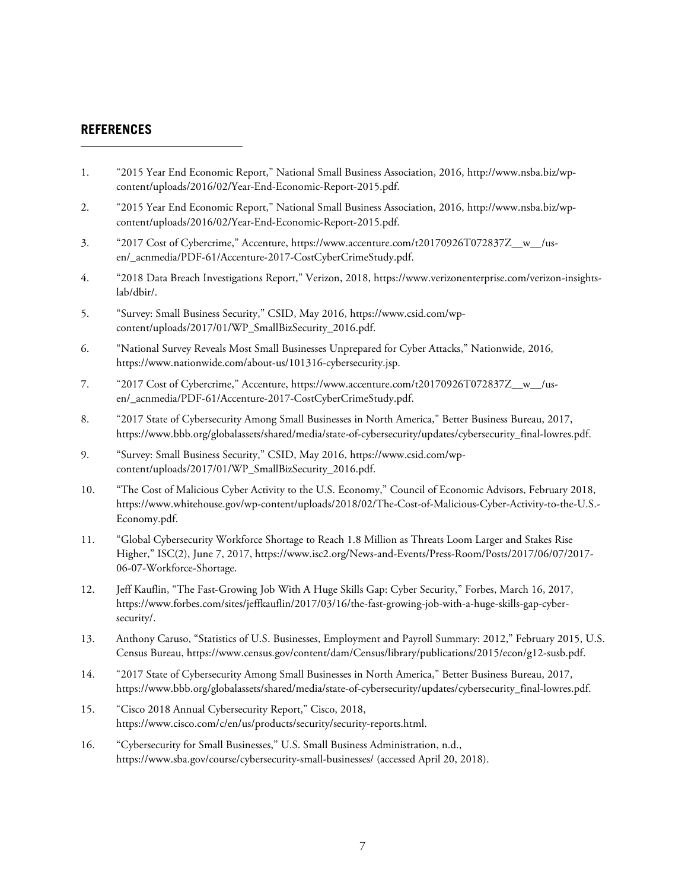## REFERENCES

1. "2015 Year End Economic Report," National Small Business Association, 2016, http://www.nsba.biz/wp-content/uploads/2016/02/Year-End-Economic-Report-2015.pdf.
2. "2015 Year End Economic Report," National Small Business Association, 2016, http://www.nsba.biz/wp-content/uploads/2016/02/Year-End-Economic-Report-2015.pdf.
3. "2017 Cost of Cybercrime," Accenture, https://www.accenture.com/t20170926T072837Z__w__/us-en/_acnmedia/PDF-61/Accenture-2017-CostCyberCrimeStudy.pdf.
4. "2018 Data Breach Investigations Report," Verizon, 2018, https://www.verizonenterprise.com/verizon-insights-lab/dbir/.
5. "Survey: Small Business Security," CSID, May 2016, https://www.csid.com/wp-content/uploads/2017/01/WP_SmallBizSecurity_2016.pdf.
6. "National Survey Reveals Most Small Businesses Unprepared for Cyber Attacks," Nationwide, 2016, https://www.nationwide.com/about-us/101316-cybersecurity.jsp.
7. "2017 Cost of Cybercrime," Accenture, https://www.accenture.com/t20170926T072837Z__w__/us-en/_acnmedia/PDF-61/Accenture-2017-CostCyberCrimeStudy.pdf.
8. "2017 State of Cybersecurity Among Small Businesses in North America," Better Business Bureau, 2017, https://www.bbb.org/globalassets/shared/media/state-of-cybersecurity/updates/cybersecurity_final-lowres.pdf.
9. "Survey: Small Business Security," CSID, May 2016, https://www.csid.com/wp-content/uploads/2017/01/WP_SmallBizSecurity_2016.pdf.
10. "The Cost of Malicious Cyber Activity to the U.S. Economy," Council of Economic Advisors, February 2018, https://www.whitehouse.gov/wp-content/uploads/2018/02/The-Cost-of-Malicious-Cyber-Activity-to-the-U.S.-Economy.pdf.
11. "Global Cybersecurity Workforce Shortage to Reach 1.8 Million as Threats Loom Larger and Stakes Rise Higher," ISC(2), June 7, 2017, https://www.isc2.org/News-and-Events/Press-Room/Posts/2017/06/07/2017-06-07-Workforce-Shortage.
12. Jeff Kauflin, "The Fast-Growing Job With A Huge Skills Gap: Cyber Security," Forbes, March 16, 2017, https://www.forbes.com/sites/jeffkauflin/2017/03/16/the-fast-growing-job-with-a-huge-skills-gap-cyber-security/.
13. Anthony Caruso, "Statistics of U.S. Businesses, Employment and Payroll Summary: 2012," February 2015, U.S. Census Bureau, https://www.census.gov/content/dam/Census/library/publications/2015/econ/g12-susb.pdf.
14. "2017 State of Cybersecurity Among Small Businesses in North America," Better Business Bureau, 2017, https://www.bbb.org/globalassets/shared/media/state-of-cybersecurity/updates/cybersecurity_final-lowres.pdf.
15. "Cisco 2018 Annual Cybersecurity Report," Cisco, 2018, https://www.cisco.com/c/en/us/products/security/security-reports.html.
16. "Cybersecurity for Small Businesses," U.S. Small Business Administration, n.d., https://www.sba.gov/course/cybersecurity-small-businesses/ (accessed April 20, 2018).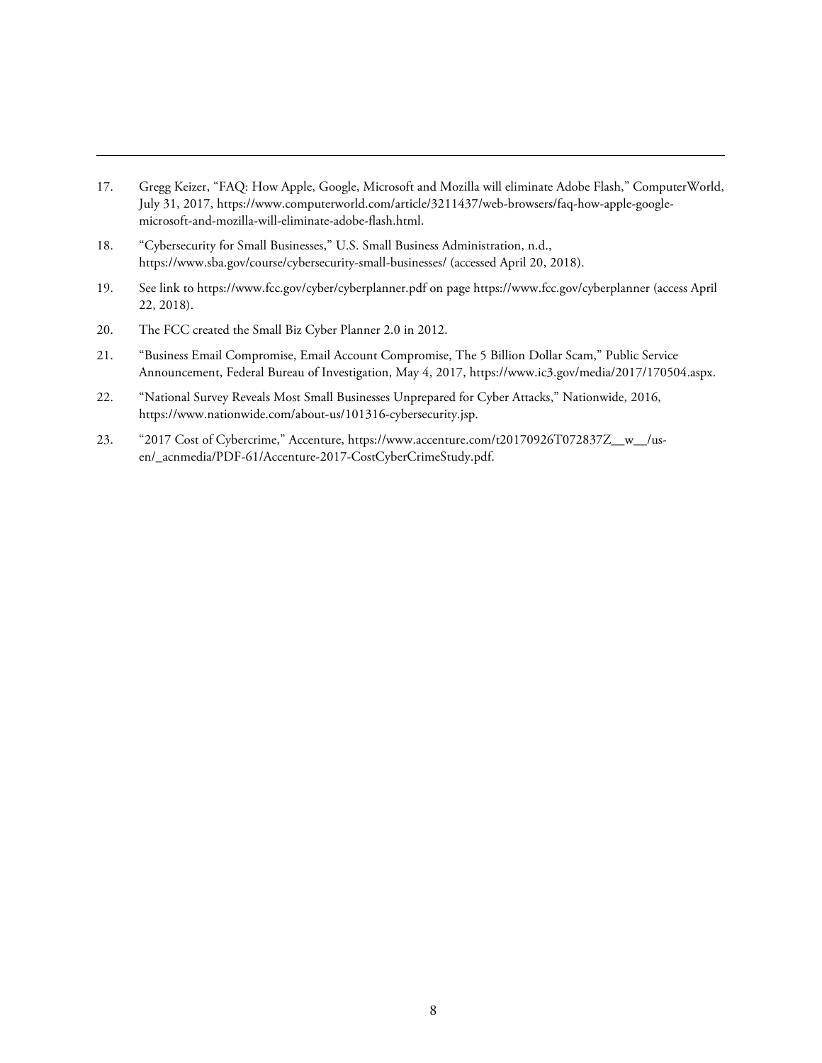17. Gregg Keizer, "FAQ: How Apple, Google, Microsoft and Mozilla will eliminate Adobe Flash," ComputerWorld, July 31, 2017, https://www.computerworld.com/article/3211437/web-browsers/faq-how-apple-google-microsoft-and-mozilla-will-eliminate-adobe-flash.html.

18. "Cybersecurity for Small Businesses," U.S. Small Business Administration, n.d., https://www.sba.gov/course/cybersecurity-small-businesses/ (accessed April 20, 2018).

19. See link to https://www.fcc.gov/cyber/cyberplanner.pdf on page https://www.fcc.gov/cyberplanner (access April 22, 2018).

20. The FCC created the Small Biz Cyber Planner 2.0 in 2012.

21. "Business Email Compromise, Email Account Compromise, The 5 Billion Dollar Scam," Public Service Announcement, Federal Bureau of Investigation, May 4, 2017, https://www.ic3.gov/media/2017/170504.aspx.

22. "National Survey Reveals Most Small Businesses Unprepared for Cyber Attacks," Nationwide, 2016, https://www.nationwide.com/about-us/101316-cybersecurity.jsp.

23. "2017 Cost of Cybercrime," Accenture, https://www.accenture.com/t20170926T072837Z__w__/us-en/_acnmedia/PDF-61/Accenture-2017-CostCyberCrimeStudy.pdf.